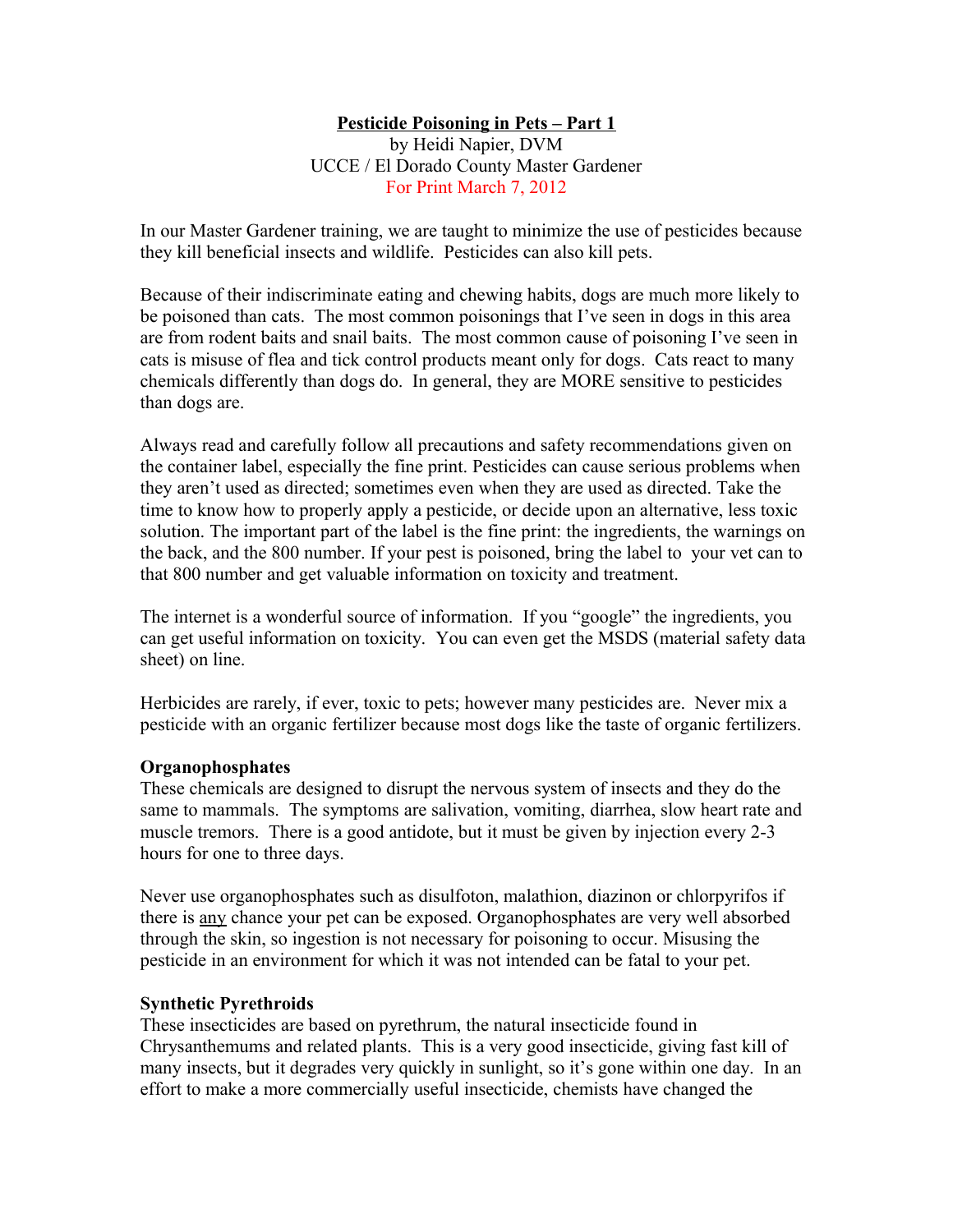# Pesticide Poisoning in Pets – Part 1

by Heidi Napier, DVM
UCCE / El Dorado County Master Gardener
For Print March 7, 2012

In our Master Gardener training, we are taught to minimize the use of pesticides because they kill beneficial insects and wildlife. Pesticides can also kill pets.

Because of their indiscriminate eating and chewing habits, dogs are much more likely to be poisoned than cats. The most common poisonings that I've seen in dogs in this area are from rodent baits and snail baits. The most common cause of poisoning I've seen in cats is misuse of flea and tick control products meant only for dogs. Cats react to many chemicals differently than dogs do. In general, they are MORE sensitive to pesticides than dogs are.

Always read and carefully follow all precautions and safety recommendations given on the container label, especially the fine print. Pesticides can cause serious problems when they aren't used as directed; sometimes even when they are used as directed. Take the time to know how to properly apply a pesticide, or decide upon an alternative, less toxic solution. The important part of the label is the fine print: the ingredients, the warnings on the back, and the 800 number. If your pest is poisoned, bring the label to your vet can to that 800 number and get valuable information on toxicity and treatment.

The internet is a wonderful source of information. If you "google" the ingredients, you can get useful information on toxicity. You can even get the MSDS (material safety data sheet) on line.

Herbicides are rarely, if ever, toxic to pets; however many pesticides are. Never mix a pesticide with an organic fertilizer because most dogs like the taste of organic fertilizers.

**Organophosphates**

These chemicals are designed to disrupt the nervous system of insects and they do the same to mammals. The symptoms are salivation, vomiting, diarrhea, slow heart rate and muscle tremors. There is a good antidote, but it must be given by injection every 2-3 hours for one to three days.

Never use organophosphates such as disulfoton, malathion, diazinon or chlorpyrifos if there is any chance your pet can be exposed. Organophosphates are very well absorbed through the skin, so ingestion is not necessary for poisoning to occur. Misusing the pesticide in an environment for which it was not intended can be fatal to your pet.

**Synthetic Pyrethroids**

These insecticides are based on pyrethrum, the natural insecticide found in Chrysanthemums and related plants. This is a very good insecticide, giving fast kill of many insects, but it degrades very quickly in sunlight, so it's gone within one day. In an effort to make a more commercially useful insecticide, chemists have changed the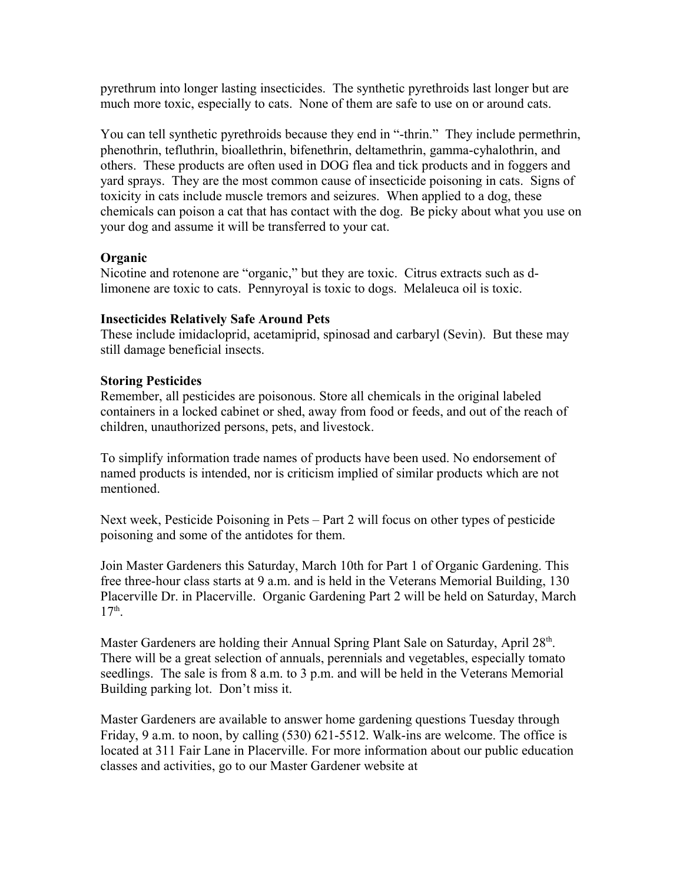pyrethrum into longer lasting insecticides. The synthetic pyrethroids last longer but are much more toxic, especially to cats. None of them are safe to use on or around cats.

You can tell synthetic pyrethroids because they end in "-thrin." They include permethrin, phenothrin, tefluthrin, bioallethrin, bifenethrin, deltamethrin, gamma-cyhalothrin, and others. These products are often used in DOG flea and tick products and in foggers and yard sprays. They are the most common cause of insecticide poisoning in cats. Signs of toxicity in cats include muscle tremors and seizures. When applied to a dog, these chemicals can poison a cat that has contact with the dog. Be picky about what you use on your dog and assume it will be transferred to your cat.

**Organic**

Nicotine and rotenone are "organic," but they are toxic. Citrus extracts such as d-limonene are toxic to cats. Pennyroyal is toxic to dogs. Melaleuca oil is toxic.

**Insecticides Relatively Safe Around Pets**

These include imidacloprid, acetamiprid, spinosad and carbaryl (Sevin). But these may still damage beneficial insects.

**Storing Pesticides**

Remember, all pesticides are poisonous. Store all chemicals in the original labeled containers in a locked cabinet or shed, away from food or feeds, and out of the reach of children, unauthorized persons, pets, and livestock.

To simplify information trade names of products have been used. No endorsement of named products is intended, nor is criticism implied of similar products which are not mentioned.

Next week, Pesticide Poisoning in Pets – Part 2 will focus on other types of pesticide poisoning and some of the antidotes for them.

Join Master Gardeners this Saturday, March 10th for Part 1 of Organic Gardening. This free three-hour class starts at 9 a.m. and is held in the Veterans Memorial Building, 130 Placerville Dr. in Placerville. Organic Gardening Part 2 will be held on Saturday, March 17th.

Master Gardeners are holding their Annual Spring Plant Sale on Saturday, April 28th. There will be a great selection of annuals, perennials and vegetables, especially tomato seedlings. The sale is from 8 a.m. to 3 p.m. and will be held in the Veterans Memorial Building parking lot. Don't miss it.

Master Gardeners are available to answer home gardening questions Tuesday through Friday, 9 a.m. to noon, by calling (530) 621-5512. Walk-ins are welcome. The office is located at 311 Fair Lane in Placerville. For more information about our public education classes and activities, go to our Master Gardener website at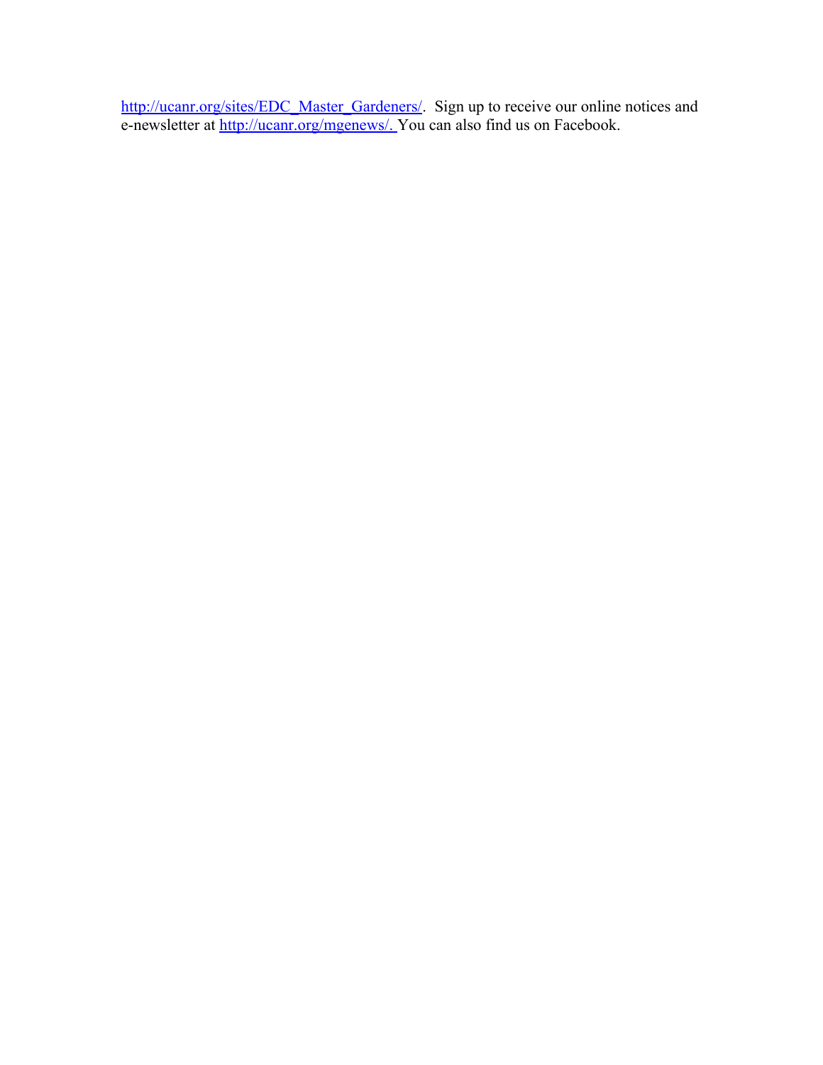http://ucanr.org/sites/EDC_Master_Gardeners/. Sign up to receive our online notices and e-newsletter at http://ucanr.org/mgenews/. You can also find us on Facebook.